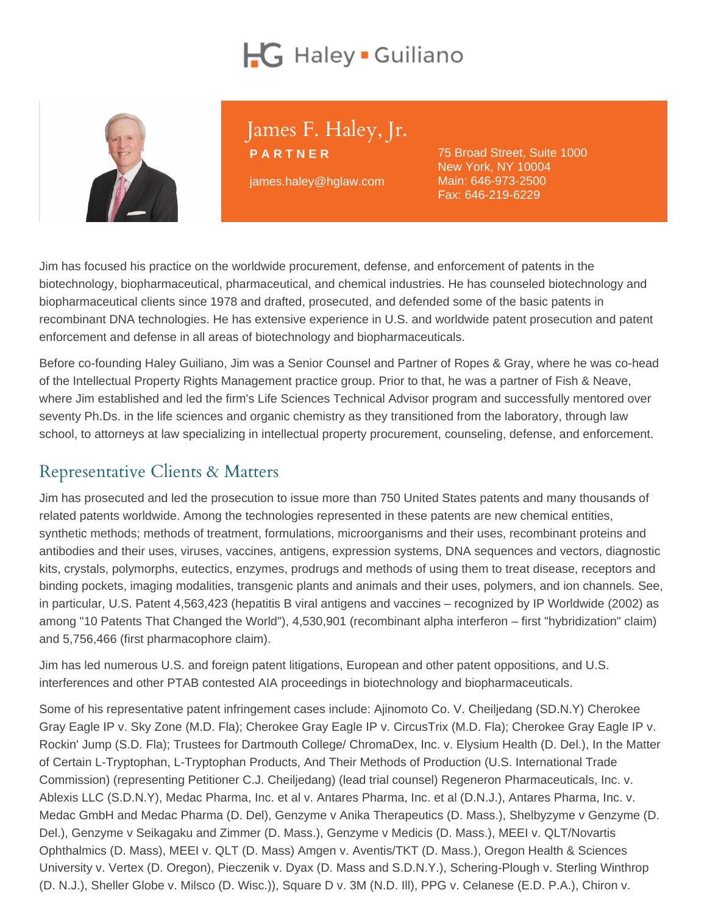# Haley • Guiliano

## James F. Haley, Jr.

**PARTNER**

james.haley@hglaw.com

75 Broad Street, Suite 1000
New York, NY 10004
Main: 646-973-2500
Fax: 646-219-6229

Jim has focused his practice on the worldwide procurement, defense, and enforcement of patents in the biotechnology, biopharmaceutical, pharmaceutical, and chemical industries. He has counseled biotechnology and biopharmaceutical clients since 1978 and drafted, prosecuted, and defended some of the basic patents in recombinant DNA technologies. He has extensive experience in U.S. and worldwide patent prosecution and patent enforcement and defense in all areas of biotechnology and biopharmaceuticals.

Before co-founding Haley Guiliano, Jim was a Senior Counsel and Partner of Ropes & Gray, where he was co-head of the Intellectual Property Rights Management practice group. Prior to that, he was a partner of Fish & Neave, where Jim established and led the firm's Life Sciences Technical Advisor program and successfully mentored over seventy Ph.Ds. in the life sciences and organic chemistry as they transitioned from the laboratory, through law school, to attorneys at law specializing in intellectual property procurement, counseling, defense, and enforcement.

## Representative Clients & Matters

Jim has prosecuted and led the prosecution to issue more than 750 United States patents and many thousands of related patents worldwide. Among the technologies represented in these patents are new chemical entities, synthetic methods; methods of treatment, formulations, microorganisms and their uses, recombinant proteins and antibodies and their uses, viruses, vaccines, antigens, expression systems, DNA sequences and vectors, diagnostic kits, crystals, polymorphs, eutectics, enzymes, prodrugs and methods of using them to treat disease, receptors and binding pockets, imaging modalities, transgenic plants and animals and their uses, polymers, and ion channels. See, in particular, U.S. Patent 4,563,423 (hepatitis B viral antigens and vaccines – recognized by IP Worldwide (2002) as among "10 Patents That Changed the World"), 4,530,901 (recombinant alpha interferon – first "hybridization" claim) and 5,756,466 (first pharmacophore claim).

Jim has led numerous U.S. and foreign patent litigations, European and other patent oppositions, and U.S. interferences and other PTAB contested AIA proceedings in biotechnology and biopharmaceuticals.

Some of his representative patent infringement cases include: Ajinomoto Co. V. Cheiljedang (SD.N.Y) Cherokee Gray Eagle IP v. Sky Zone (M.D. Fla); Cherokee Gray Eagle IP v. CircusTrix (M.D. Fla); Cherokee Gray Eagle IP v. Rockin' Jump (S.D. Fla); Trustees for Dartmouth College/ ChromaDex, Inc. v. Elysium Health (D. Del.), In the Matter of Certain L-Tryptophan, L-Tryptophan Products, And Their Methods of Production (U.S. International Trade Commission) (representing Petitioner C.J. Cheiljedang) (lead trial counsel) Regeneron Pharmaceuticals, Inc. v. Ablexis LLC (S.D.N.Y), Medac Pharma, Inc. et al v. Antares Pharma, Inc. et al (D.N.J.), Antares Pharma, Inc. v. Medac GmbH and Medac Pharma (D. Del), Genzyme v Anika Therapeutics (D. Mass.), Shelbyzyme v Genzyme (D. Del.), Genzyme v Seikagaku and Zimmer (D. Mass.), Genzyme v Medicis (D. Mass.), MEEI v. QLT/Novartis Ophthalmics (D. Mass), MEEI v. QLT (D. Mass) Amgen v. Aventis/TKT (D. Mass.), Oregon Health & Sciences University v. Vertex (D. Oregon), Pieczenik v. Dyax (D. Mass and S.D.N.Y.), Schering-Plough v. Sterling Winthrop (D. N.J.), Sheller Globe v. Milsco (D. Wisc.)), Square D v. 3M (N.D. Ill), PPG v. Celanese (E.D. P.A.), Chiron v.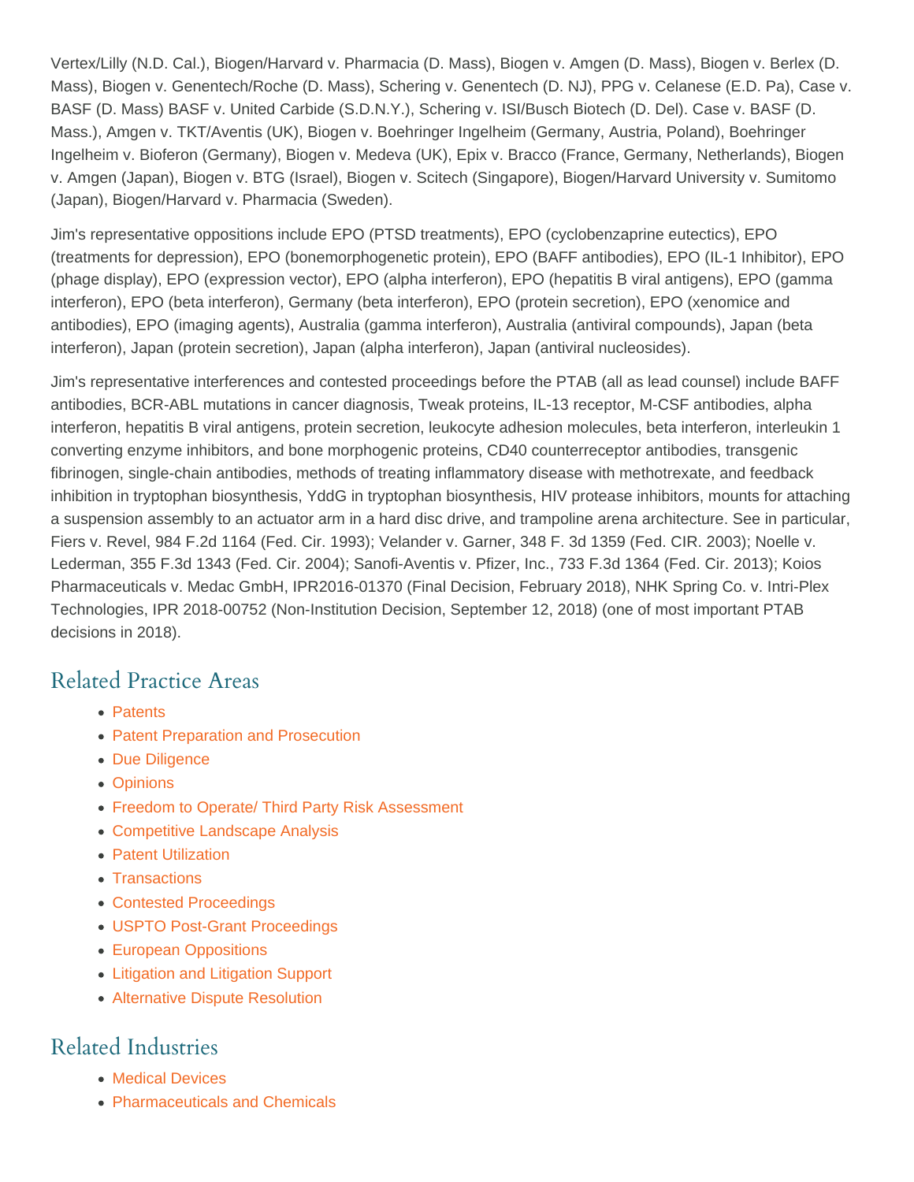Vertex/Lilly (N.D. Cal.), Biogen/Harvard v. Pharmacia (D. Mass), Biogen v. Amgen (D. Mass), Biogen v. Berlex (D. Mass), Biogen v. Genentech/Roche (D. Mass), Schering v. Genentech (D. NJ), PPG v. Celanese (E.D. Pa), Case v. BASF (D. Mass) BASF v. United Carbide (S.D.N.Y.), Schering v. ISI/Busch Biotech (D. Del). Case v. BASF (D. Mass.), Amgen v. TKT/Aventis (UK), Biogen v. Boehringer Ingelheim (Germany, Austria, Poland), Boehringer Ingelheim v. Bioferon (Germany), Biogen v. Medeva (UK), Epix v. Bracco (France, Germany, Netherlands), Biogen v. Amgen (Japan), Biogen v. BTG (Israel), Biogen v. Scitech (Singapore), Biogen/Harvard University v. Sumitomo (Japan), Biogen/Harvard v. Pharmacia (Sweden).

Jim's representative oppositions include EPO (PTSD treatments), EPO (cyclobenzaprine eutectics), EPO (treatments for depression), EPO (bonemorphogenetic protein), EPO (BAFF antibodies), EPO (IL-1 Inhibitor), EPO (phage display), EPO (expression vector), EPO (alpha interferon), EPO (hepatitis B viral antigens), EPO (gamma interferon), EPO (beta interferon), Germany (beta interferon), EPO (protein secretion), EPO (xenomice and antibodies), EPO (imaging agents), Australia (gamma interferon), Australia (antiviral compounds), Japan (beta interferon), Japan (protein secretion), Japan (alpha interferon), Japan (antiviral nucleosides).

Jim's representative interferences and contested proceedings before the PTAB (all as lead counsel) include BAFF antibodies, BCR-ABL mutations in cancer diagnosis, Tweak proteins, IL-13 receptor, M-CSF antibodies, alpha interferon, hepatitis B viral antigens, protein secretion, leukocyte adhesion molecules, beta interferon, interleukin 1 converting enzyme inhibitors, and bone morphogenic proteins, CD40 counterreceptor antibodies, transgenic fibrinogen, single-chain antibodies, methods of treating inflammatory disease with methotrexate, and feedback inhibition in tryptophan biosynthesis, YddG in tryptophan biosynthesis, HIV protease inhibitors, mounts for attaching a suspension assembly to an actuator arm in a hard disc drive, and trampoline arena architecture. See in particular, Fiers v. Revel, 984 F.2d 1164 (Fed. Cir. 1993); Velander v. Garner, 348 F. 3d 1359 (Fed. CIR. 2003); Noelle v. Lederman, 355 F.3d 1343 (Fed. Cir. 2004); Sanofi-Aventis v. Pfizer, Inc., 733 F.3d 1364 (Fed. Cir. 2013); Koios Pharmaceuticals v. Medac GmbH, IPR2016-01370 (Final Decision, February 2018), NHK Spring Co. v. Intri-Plex Technologies, IPR 2018-00752 (Non-Institution Decision, September 12, 2018) (one of most important PTAB decisions in 2018).

## Related Practice Areas

- Patents
- Patent Preparation and Prosecution
- Due Diligence
- Opinions
- Freedom to Operate/ Third Party Risk Assessment
- Competitive Landscape Analysis
- Patent Utilization
- Transactions
- Contested Proceedings
- USPTO Post-Grant Proceedings
- European Oppositions
- Litigation and Litigation Support
- Alternative Dispute Resolution

## Related Industries

- Medical Devices
- Pharmaceuticals and Chemicals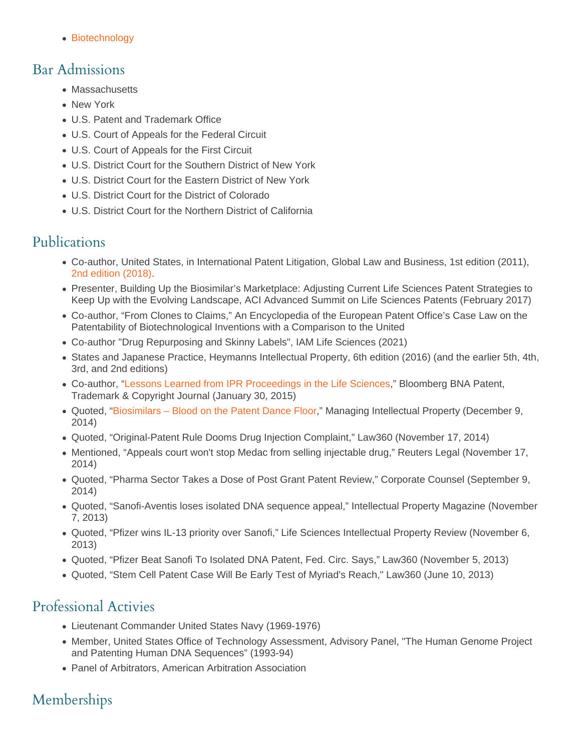- Biotechnology

## Bar Admissions

- Massachusetts
- New York
- U.S. Patent and Trademark Office
- U.S. Court of Appeals for the Federal Circuit
- U.S. Court of Appeals for the First Circuit
- U.S. District Court for the Southern District of New York
- U.S. District Court for the Eastern District of New York
- U.S. District Court for the District of Colorado
- U.S. District Court for the Northern District of California

## Publications

- Co-author, United States, in International Patent Litigation, Global Law and Business, 1st edition (2011), 2nd edition (2018).
- Presenter, Building Up the Biosimilar's Marketplace: Adjusting Current Life Sciences Patent Strategies to Keep Up with the Evolving Landscape, ACI Advanced Summit on Life Sciences Patents (February 2017)
- Co-author, "From Clones to Claims," An Encyclopedia of the European Patent Office's Case Law on the Patentability of Biotechnological Inventions with a Comparison to the United
- Co-author "Drug Repurposing and Skinny Labels", IAM Life Sciences (2021)
- States and Japanese Practice, Heymanns Intellectual Property, 6th edition (2016) (and the earlier 5th, 4th, 3rd, and 2nd editions)
- Co-author, "Lessons Learned from IPR Proceedings in the Life Sciences," Bloomberg BNA Patent, Trademark & Copyright Journal (January 30, 2015)
- Quoted, "Biosimilars – Blood on the Patent Dance Floor," Managing Intellectual Property (December 9, 2014)
- Quoted, "Original-Patent Rule Dooms Drug Injection Complaint," Law360 (November 17, 2014)
- Mentioned, "Appeals court won't stop Medac from selling injectable drug," Reuters Legal (November 17, 2014)
- Quoted, "Pharma Sector Takes a Dose of Post Grant Patent Review," Corporate Counsel (September 9, 2014)
- Quoted, "Sanofi-Aventis loses isolated DNA sequence appeal," Intellectual Property Magazine (November 7, 2013)
- Quoted, "Pfizer wins IL-13 priority over Sanofi," Life Sciences Intellectual Property Review (November 6, 2013)
- Quoted, "Pfizer Beat Sanofi To Isolated DNA Patent, Fed. Circ. Says," Law360 (November 5, 2013)
- Quoted, "Stem Cell Patent Case Will Be Early Test of Myriad's Reach," Law360 (June 10, 2013)

## Professional Activies

- Lieutenant Commander United States Navy (1969-1976)
- Member, United States Office of Technology Assessment, Advisory Panel, "The Human Genome Project and Patenting Human DNA Sequences" (1993-94)
- Panel of Arbitrators, American Arbitration Association

## Memberships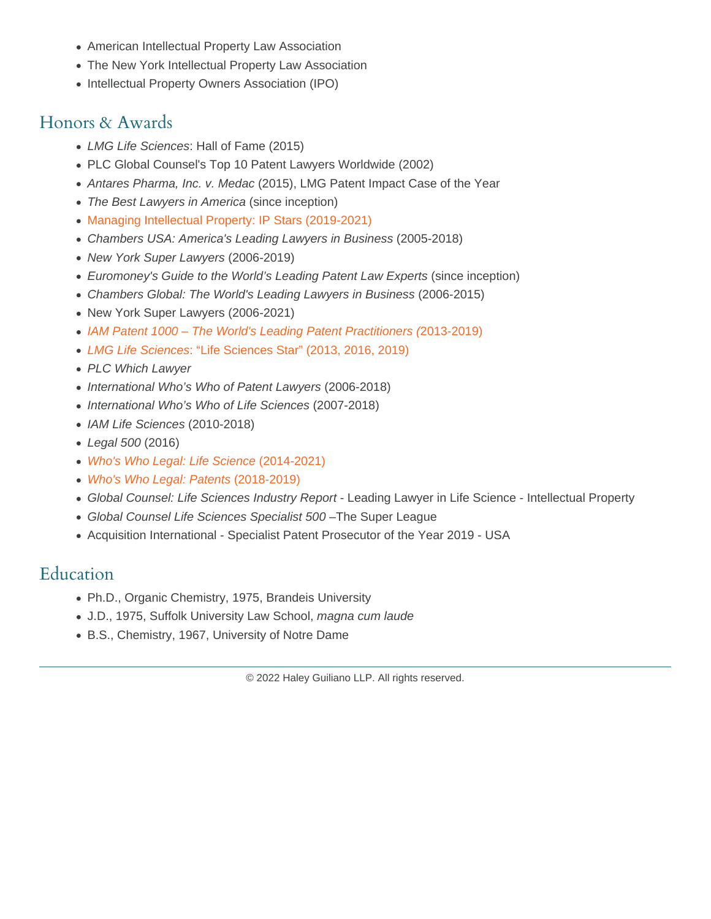- American Intellectual Property Law Association
- The New York Intellectual Property Law Association
- Intellectual Property Owners Association (IPO)

## Honors & Awards

- *LMG Life Sciences*: Hall of Fame (2015)
- PLC Global Counsel's Top 10 Patent Lawyers Worldwide (2002)
- *Antares Pharma, Inc. v. Medac* (2015), LMG Patent Impact Case of the Year
- *The Best Lawyers in America* (since inception)
- Managing Intellectual Property: IP Stars (2019-2021)
- *Chambers USA: America's Leading Lawyers in Business* (2005-2018)
- *New York Super Lawyers* (2006-2019)
- *Euromoney's Guide to the World's Leading Patent Law Experts* (since inception)
- *Chambers Global: The World's Leading Lawyers in Business* (2006-2015)
- New York Super Lawyers (2006-2021)
- *IAM Patent 1000 – The World's Leading Patent Practitioners (*2013-2019)
- *LMG Life Sciences*: "Life Sciences Star" (2013, 2016, 2019)
- *PLC Which Lawyer*
- *International Who's Who of Patent Lawyers* (2006-2018)
- *International Who's Who of Life Sciences* (2007-2018)
- *IAM Life Sciences* (2010-2018)
- *Legal 500* (2016)
- *Who's Who Legal: Life Science* (2014-2021)
- *Who's Who Legal: Patents* (2018-2019)
- *Global Counsel: Life Sciences Industry Report* - Leading Lawyer in Life Science - Intellectual Property
- *Global Counsel Life Sciences Specialist 500* –The Super League
- Acquisition International - Specialist Patent Prosecutor of the Year 2019 - USA

## Education

- Ph.D., Organic Chemistry, 1975, Brandeis University
- J.D., 1975, Suffolk University Law School, *magna cum laude*
- B.S., Chemistry, 1967, University of Notre Dame

© 2022 Haley Guiliano LLP. All rights reserved.